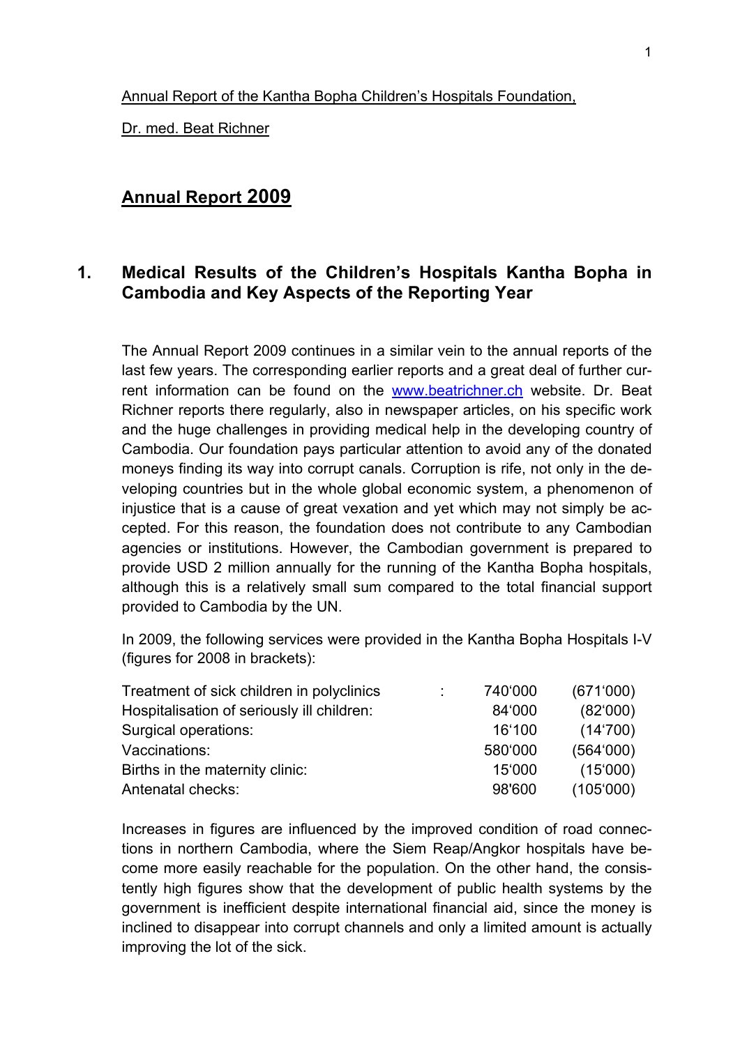Annual Report of the Kantha Bopha Children's Hospitals Foundation,

Dr. med. Beat Richner

# Annual Report 2009

## 1. Medical Results of the Children's Hospitals Kantha Bopha in Cambodia and Key Aspects of the Reporting Year

The Annual Report 2009 continues in a similar vein to the annual reports of the last few years. The corresponding earlier reports and a great deal of further current information can be found on the www.beatrichner.ch website. Dr. Beat Richner reports there regularly, also in newspaper articles, on his specific work and the huge challenges in providing medical help in the developing country of Cambodia. Our foundation pays particular attention to avoid any of the donated moneys finding its way into corrupt canals. Corruption is rife, not only in the developing countries but in the whole global economic system, a phenomenon of injustice that is a cause of great vexation and yet which may not simply be accepted. For this reason, the foundation does not contribute to any Cambodian agencies or institutions. However, the Cambodian government is prepared to provide USD 2 million annually for the running of the Kantha Bopha hospitals, although this is a relatively small sum compared to the total financial support provided to Cambodia by the UN.

In 2009, the following services were provided in the Kantha Bopha Hospitals I-V (figures for 2008 in brackets):

| | 2009 | (2008) |
|---|---|---|
| Treatment of sick children in polyclinics : | 740'000 | (671'000) |
| Hospitalisation of seriously ill children: | 84'000 | (82'000) |
| Surgical operations: | 16'100 | (14'700) |
| Vaccinations: | 580'000 | (564'000) |
| Births in the maternity clinic: | 15'000 | (15'000) |
| Antenatal checks: | 98'600 | (105'000) |

Increases in figures are influenced by the improved condition of road connections in northern Cambodia, where the Siem Reap/Angkor hospitals have become more easily reachable for the population. On the other hand, the consistently high figures show that the development of public health systems by the government is inefficient despite international financial aid, since the money is inclined to disappear into corrupt channels and only a limited amount is actually improving the lot of the sick.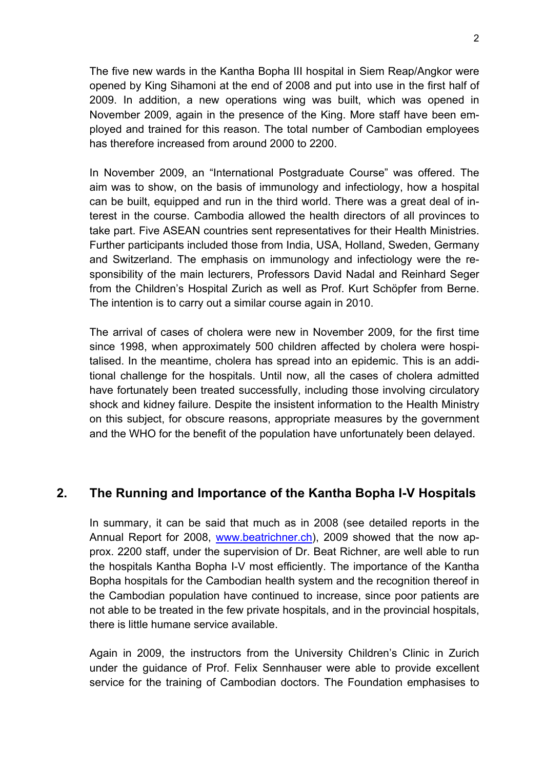The five new wards in the Kantha Bopha III hospital in Siem Reap/Angkor were opened by King Sihamoni at the end of 2008 and put into use in the first half of 2009. In addition, a new operations wing was built, which was opened in November 2009, again in the presence of the King. More staff have been employed and trained for this reason. The total number of Cambodian employees has therefore increased from around 2000 to 2200.

In November 2009, an "International Postgraduate Course" was offered. The aim was to show, on the basis of immunology and infectiology, how a hospital can be built, equipped and run in the third world. There was a great deal of interest in the course. Cambodia allowed the health directors of all provinces to take part. Five ASEAN countries sent representatives for their Health Ministries. Further participants included those from India, USA, Holland, Sweden, Germany and Switzerland. The emphasis on immunology and infectiology were the responsibility of the main lecturers, Professors David Nadal and Reinhard Seger from the Children's Hospital Zurich as well as Prof. Kurt Schöpfer from Berne. The intention is to carry out a similar course again in 2010.

The arrival of cases of cholera were new in November 2009, for the first time since 1998, when approximately 500 children affected by cholera were hospitalised. In the meantime, cholera has spread into an epidemic. This is an additional challenge for the hospitals. Until now, all the cases of cholera admitted have fortunately been treated successfully, including those involving circulatory shock and kidney failure. Despite the insistent information to the Health Ministry on this subject, for obscure reasons, appropriate measures by the government and the WHO for the benefit of the population have unfortunately been delayed.

## 2. The Running and Importance of the Kantha Bopha I-V Hospitals

In summary, it can be said that much as in 2008 (see detailed reports in the Annual Report for 2008, [www.beatrichner.ch](http://www.beatrichner.ch)), 2009 showed that the now approx. 2200 staff, under the supervision of Dr. Beat Richner, are well able to run the hospitals Kantha Bopha I-V most efficiently. The importance of the Kantha Bopha hospitals for the Cambodian health system and the recognition thereof in the Cambodian population have continued to increase, since poor patients are not able to be treated in the few private hospitals, and in the provincial hospitals, there is little humane service available.

Again in 2009, the instructors from the University Children's Clinic in Zurich under the guidance of Prof. Felix Sennhauser were able to provide excellent service for the training of Cambodian doctors. The Foundation emphasises to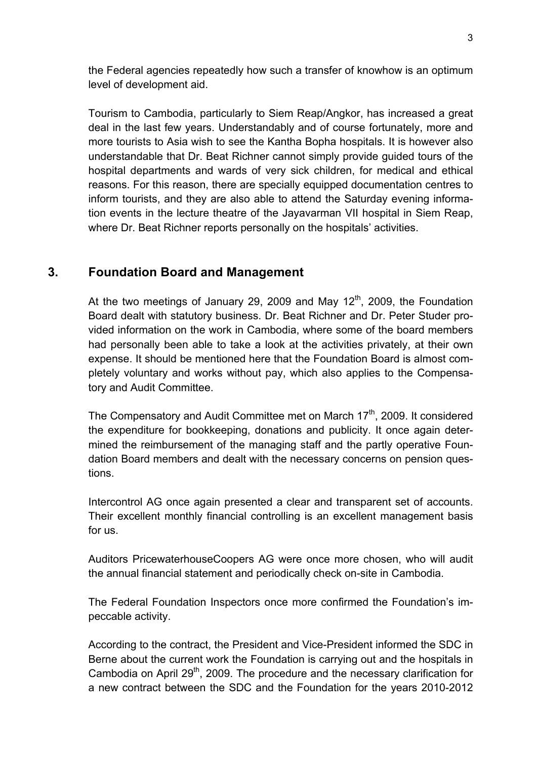the Federal agencies repeatedly how such a transfer of knowhow is an optimum level of development aid.

Tourism to Cambodia, particularly to Siem Reap/Angkor, has increased a great deal in the last few years. Understandably and of course fortunately, more and more tourists to Asia wish to see the Kantha Bopha hospitals. It is however also understandable that Dr. Beat Richner cannot simply provide guided tours of the hospital departments and wards of very sick children, for medical and ethical reasons. For this reason, there are specially equipped documentation centres to inform tourists, and they are also able to attend the Saturday evening information events in the lecture theatre of the Jayavarman VII hospital in Siem Reap, where Dr. Beat Richner reports personally on the hospitals' activities.

## 3. Foundation Board and Management

At the two meetings of January 29, 2009 and May 12th, 2009, the Foundation Board dealt with statutory business. Dr. Beat Richner and Dr. Peter Studer provided information on the work in Cambodia, where some of the board members had personally been able to take a look at the activities privately, at their own expense. It should be mentioned here that the Foundation Board is almost completely voluntary and works without pay, which also applies to the Compensatory and Audit Committee.

The Compensatory and Audit Committee met on March 17th, 2009. It considered the expenditure for bookkeeping, donations and publicity. It once again determined the reimbursement of the managing staff and the partly operative Foundation Board members and dealt with the necessary concerns on pension questions.

Intercontrol AG once again presented a clear and transparent set of accounts. Their excellent monthly financial controlling is an excellent management basis for us.

Auditors PricewaterhouseCoopers AG were once more chosen, who will audit the annual financial statement and periodically check on-site in Cambodia.

The Federal Foundation Inspectors once more confirmed the Foundation's impeccable activity.

According to the contract, the President and Vice-President informed the SDC in Berne about the current work the Foundation is carrying out and the hospitals in Cambodia on April 29th, 2009. The procedure and the necessary clarification for a new contract between the SDC and the Foundation for the years 2010-2012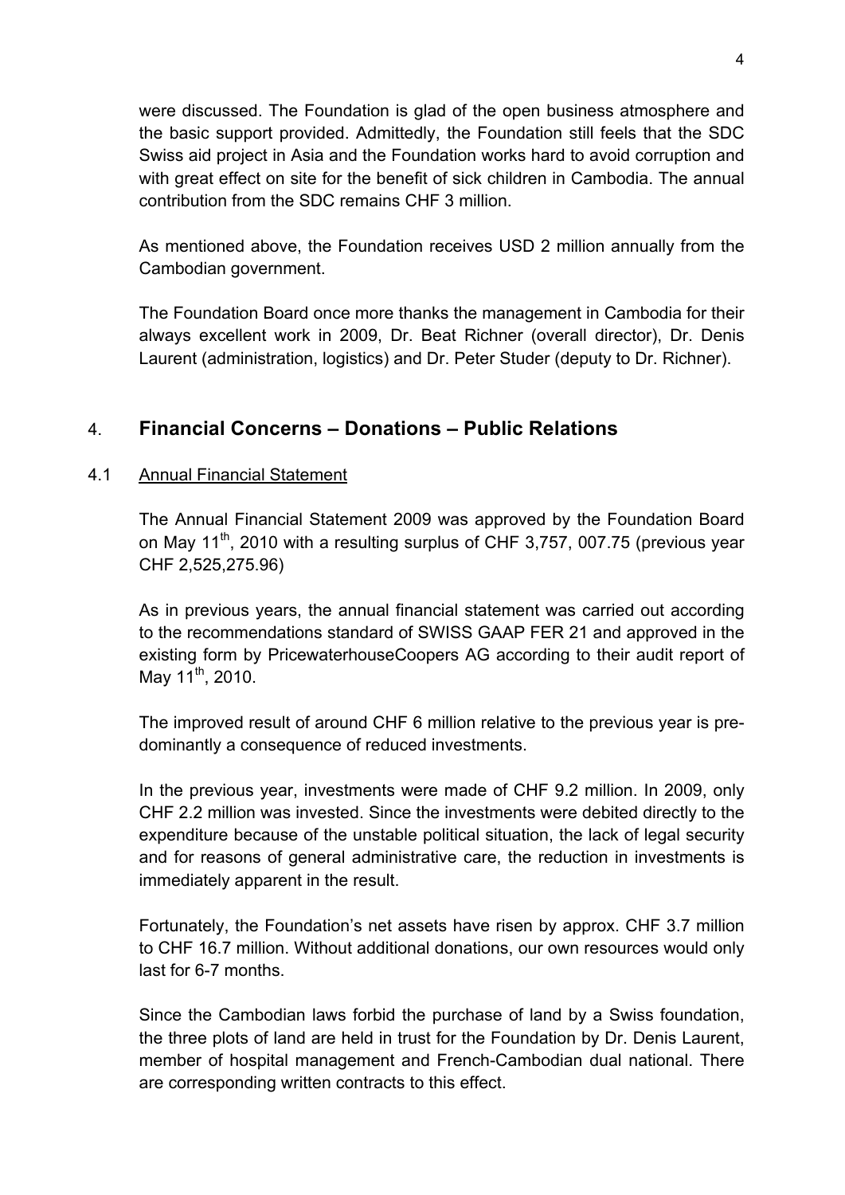were discussed. The Foundation is glad of the open business atmosphere and the basic support provided. Admittedly, the Foundation still feels that the SDC Swiss aid project in Asia and the Foundation works hard to avoid corruption and with great effect on site for the benefit of sick children in Cambodia. The annual contribution from the SDC remains CHF 3 million.

As mentioned above, the Foundation receives USD 2 million annually from the Cambodian government.

The Foundation Board once more thanks the management in Cambodia for their always excellent work in 2009, Dr. Beat Richner (overall director), Dr. Denis Laurent (administration, logistics) and Dr. Peter Studer (deputy to Dr. Richner).

## 4. Financial Concerns – Donations – Public Relations

### 4.1 Annual Financial Statement

The Annual Financial Statement 2009 was approved by the Foundation Board on May 11th, 2010 with a resulting surplus of CHF 3,757, 007.75 (previous year CHF 2,525,275.96)

As in previous years, the annual financial statement was carried out according to the recommendations standard of SWISS GAAP FER 21 and approved in the existing form by PricewaterhouseCoopers AG according to their audit report of May 11th, 2010.

The improved result of around CHF 6 million relative to the previous year is predominantly a consequence of reduced investments.

In the previous year, investments were made of CHF 9.2 million. In 2009, only CHF 2.2 million was invested. Since the investments were debited directly to the expenditure because of the unstable political situation, the lack of legal security and for reasons of general administrative care, the reduction in investments is immediately apparent in the result.

Fortunately, the Foundation's net assets have risen by approx. CHF 3.7 million to CHF 16.7 million. Without additional donations, our own resources would only last for 6-7 months.

Since the Cambodian laws forbid the purchase of land by a Swiss foundation, the three plots of land are held in trust for the Foundation by Dr. Denis Laurent, member of hospital management and French-Cambodian dual national. There are corresponding written contracts to this effect.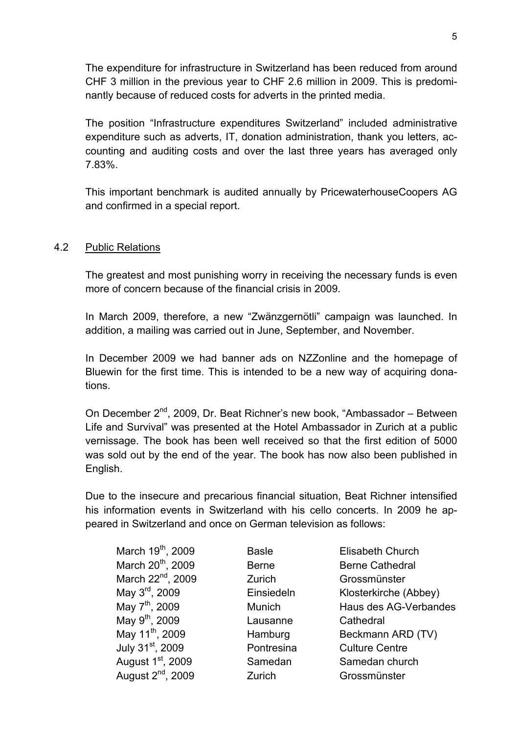The expenditure for infrastructure in Switzerland has been reduced from around CHF 3 million in the previous year to CHF 2.6 million in 2009. This is predominantly because of reduced costs for adverts in the printed media.

The position "Infrastructure expenditures Switzerland" included administrative expenditure such as adverts, IT, donation administration, thank you letters, accounting and auditing costs and over the last three years has averaged only 7.83%.

This important benchmark is audited annually by PricewaterhouseCoopers AG and confirmed in a special report.

### 4.2 Public Relations

The greatest and most punishing worry in receiving the necessary funds is even more of concern because of the financial crisis in 2009.

In March 2009, therefore, a new "Zwänzgernötli" campaign was launched. In addition, a mailing was carried out in June, September, and November.

In December 2009 we had banner ads on NZZonline and the homepage of Bluewin for the first time. This is intended to be a new way of acquiring donations.

On December 2nd, 2009, Dr. Beat Richner's new book, "Ambassador – Between Life and Survival" was presented at the Hotel Ambassador in Zurich at a public vernissage. The book has been well received so that the first edition of 5000 was sold out by the end of the year. The book has now also been published in English.

Due to the insecure and precarious financial situation, Beat Richner intensified his information events in Switzerland with his cello concerts. In 2009 he appeared in Switzerland and once on German television as follows:

| | | |
|---|---|---|
| March 19th, 2009 | Basle | Elisabeth Church |
| March 20th, 2009 | Berne | Berne Cathedral |
| March 22nd, 2009 | Zurich | Grossmünster |
| May 3rd, 2009 | Einsiedeln | Klosterkirche (Abbey) |
| May 7th, 2009 | Munich | Haus des AG-Verbandes |
| May 9th, 2009 | Lausanne | Cathedral |
| May 11th, 2009 | Hamburg | Beckmann ARD (TV) |
| July 31st, 2009 | Pontresina | Culture Centre |
| August 1st, 2009 | Samedan | Samedan church |
| August 2nd, 2009 | Zurich | Grossmünster |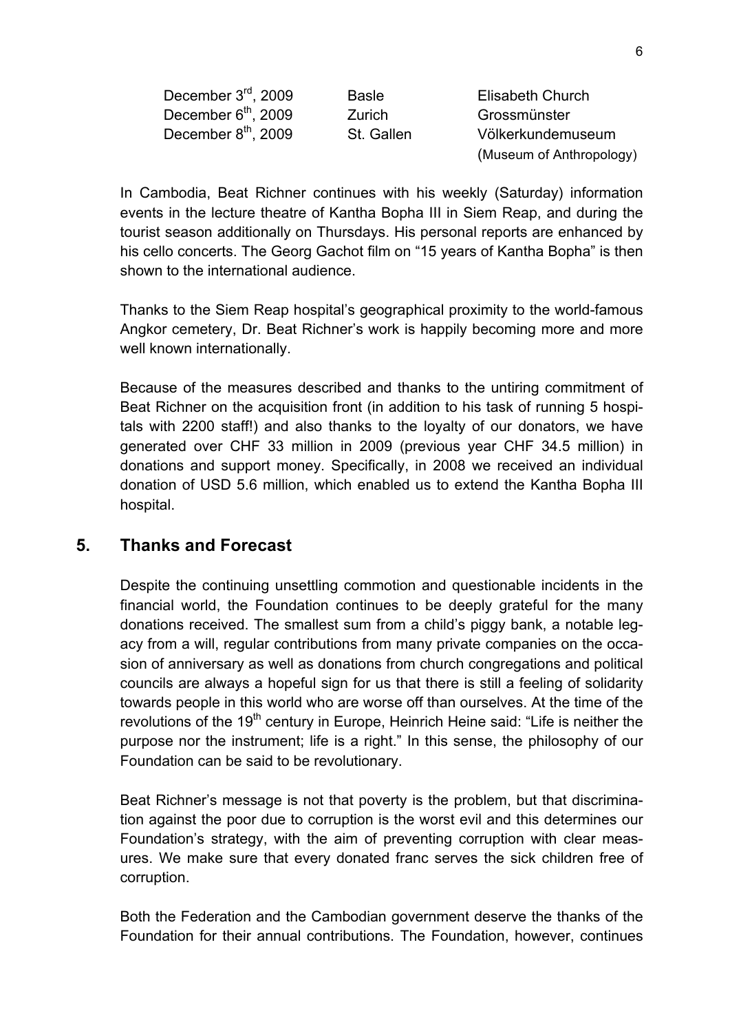| | | |
|---|---|---|
| December 3rd, 2009 | Basle | Elisabeth Church |
| December 6th, 2009 | Zurich | Grossmünster |
| December 8th, 2009 | St. Gallen | Völkerkundemuseum (Museum of Anthropology) |

In Cambodia, Beat Richner continues with his weekly (Saturday) information events in the lecture theatre of Kantha Bopha III in Siem Reap, and during the tourist season additionally on Thursdays. His personal reports are enhanced by his cello concerts. The Georg Gachot film on "15 years of Kantha Bopha" is then shown to the international audience.

Thanks to the Siem Reap hospital's geographical proximity to the world-famous Angkor cemetery, Dr. Beat Richner's work is happily becoming more and more well known internationally.

Because of the measures described and thanks to the untiring commitment of Beat Richner on the acquisition front (in addition to his task of running 5 hospitals with 2200 staff!) and also thanks to the loyalty of our donators, we have generated over CHF 33 million in 2009 (previous year CHF 34.5 million) in donations and support money. Specifically, in 2008 we received an individual donation of USD 5.6 million, which enabled us to extend the Kantha Bopha III hospital.

## 5. Thanks and Forecast

Despite the continuing unsettling commotion and questionable incidents in the financial world, the Foundation continues to be deeply grateful for the many donations received. The smallest sum from a child's piggy bank, a notable legacy from a will, regular contributions from many private companies on the occasion of anniversary as well as donations from church congregations and political councils are always a hopeful sign for us that there is still a feeling of solidarity towards people in this world who are worse off than ourselves. At the time of the revolutions of the 19th century in Europe, Heinrich Heine said: "Life is neither the purpose nor the instrument; life is a right." In this sense, the philosophy of our Foundation can be said to be revolutionary.

Beat Richner's message is not that poverty is the problem, but that discrimination against the poor due to corruption is the worst evil and this determines our Foundation's strategy, with the aim of preventing corruption with clear measures. We make sure that every donated franc serves the sick children free of corruption.

Both the Federation and the Cambodian government deserve the thanks of the Foundation for their annual contributions. The Foundation, however, continues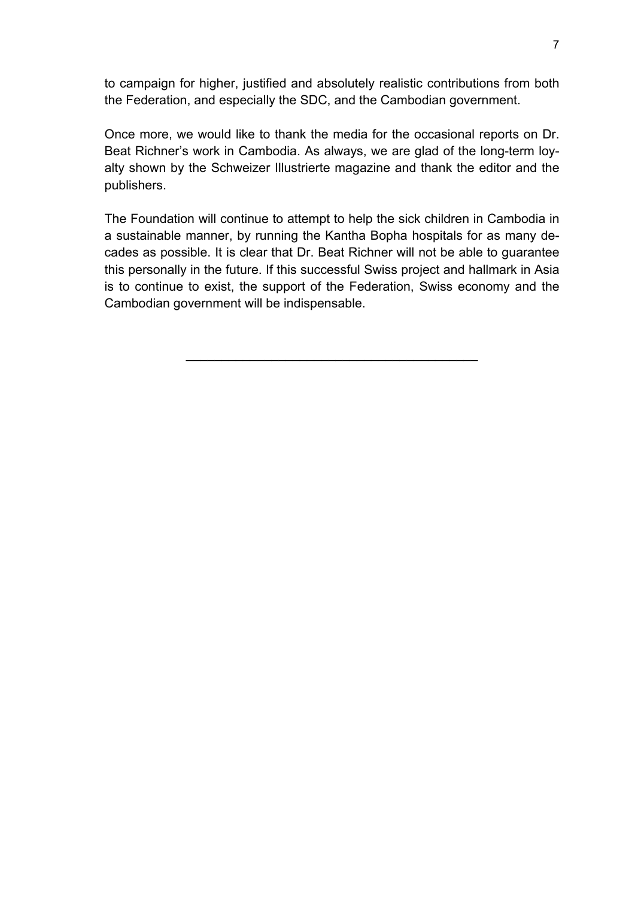to campaign for higher, justified and absolutely realistic contributions from both the Federation, and especially the SDC, and the Cambodian government.

Once more, we would like to thank the media for the occasional reports on Dr. Beat Richner's work in Cambodia. As always, we are glad of the long-term loyalty shown by the Schweizer Illustrierte magazine and thank the editor and the publishers.

The Foundation will continue to attempt to help the sick children in Cambodia in a sustainable manner, by running the Kantha Bopha hospitals for as many decades as possible. It is clear that Dr. Beat Richner will not be able to guarantee this personally in the future. If this successful Swiss project and hallmark in Asia is to continue to exist, the support of the Federation, Swiss economy and the Cambodian government will be indispensable.

---